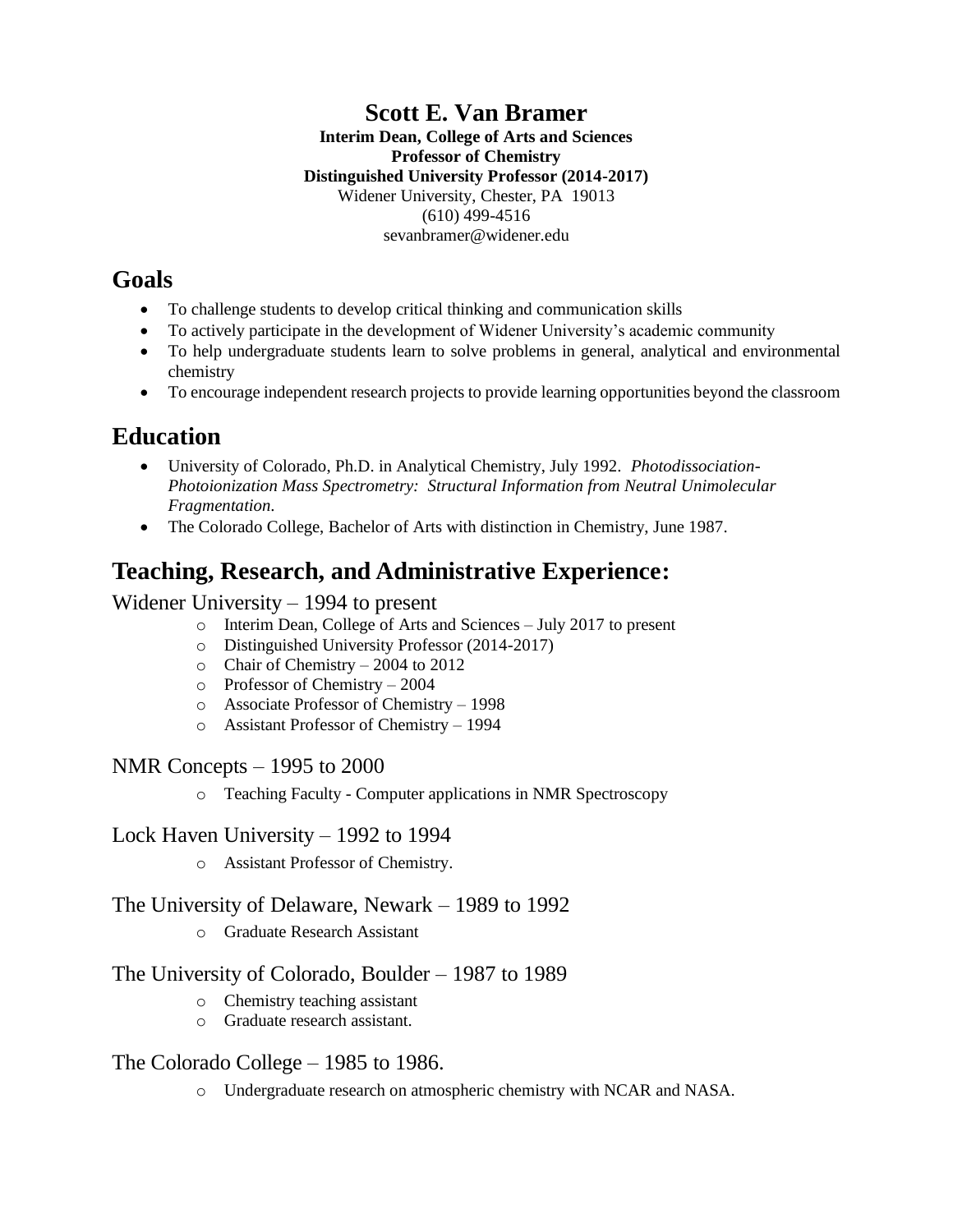# Scott E. Van Bramer

**Interim Dean, College of Arts and Sciences**
**Professor of Chemistry**
**Distinguished University Professor (2014-2017)**
Widener University, Chester, PA 19013
(610) 499-4516
sevanbramer@widener.edu

## Goals

- To challenge students to develop critical thinking and communication skills
- To actively participate in the development of Widener University's academic community
- To help undergraduate students learn to solve problems in general, analytical and environmental chemistry
- To encourage independent research projects to provide learning opportunities beyond the classroom

## Education

- University of Colorado, Ph.D. in Analytical Chemistry, July 1992. *Photodissociation-Photoionization Mass Spectrometry: Structural Information from Neutral Unimolecular Fragmentation.*
- The Colorado College, Bachelor of Arts with distinction in Chemistry, June 1987.

## Teaching, Research, and Administrative Experience:

### Widener University – 1994 to present

- Interim Dean, College of Arts and Sciences – July 2017 to present
- Distinguished University Professor (2014-2017)
- Chair of Chemistry – 2004 to 2012
- Professor of Chemistry – 2004
- Associate Professor of Chemistry – 1998
- Assistant Professor of Chemistry – 1994

### NMR Concepts – 1995 to 2000

- Teaching Faculty - Computer applications in NMR Spectroscopy

### Lock Haven University – 1992 to 1994

- Assistant Professor of Chemistry.

### The University of Delaware, Newark – 1989 to 1992

- Graduate Research Assistant

### The University of Colorado, Boulder – 1987 to 1989

- Chemistry teaching assistant
- Graduate research assistant.

### The Colorado College – 1985 to 1986.

- Undergraduate research on atmospheric chemistry with NCAR and NASA.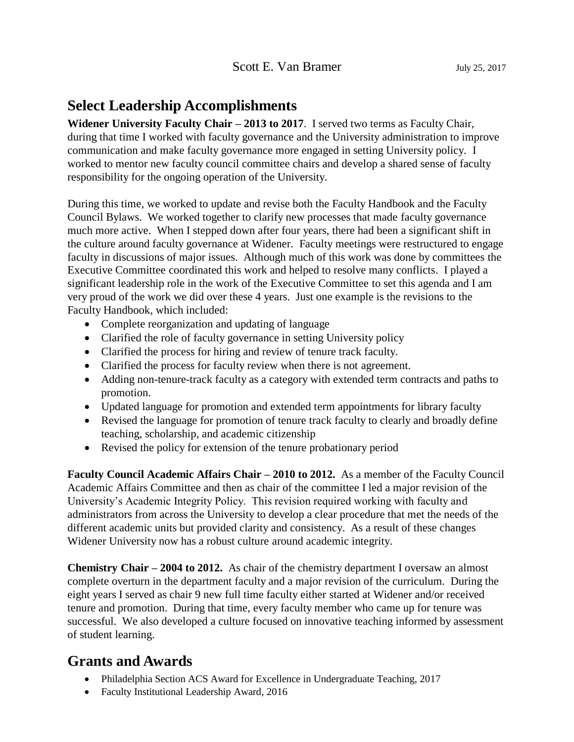## Select Leadership Accomplishments

**Widener University Faculty Chair – 2013 to 2017**. I served two terms as Faculty Chair, during that time I worked with faculty governance and the University administration to improve communication and make faculty governance more engaged in setting University policy. I worked to mentor new faculty council committee chairs and develop a shared sense of faculty responsibility for the ongoing operation of the University.

During this time, we worked to update and revise both the Faculty Handbook and the Faculty Council Bylaws. We worked together to clarify new processes that made faculty governance much more active. When I stepped down after four years, there had been a significant shift in the culture around faculty governance at Widener. Faculty meetings were restructured to engage faculty in discussions of major issues. Although much of this work was done by committees the Executive Committee coordinated this work and helped to resolve many conflicts. I played a significant leadership role in the work of the Executive Committee to set this agenda and I am very proud of the work we did over these 4 years. Just one example is the revisions to the Faculty Handbook, which included:

- Complete reorganization and updating of language
- Clarified the role of faculty governance in setting University policy
- Clarified the process for hiring and review of tenure track faculty.
- Clarified the process for faculty review when there is not agreement.
- Adding non-tenure-track faculty as a category with extended term contracts and paths to promotion.
- Updated language for promotion and extended term appointments for library faculty
- Revised the language for promotion of tenure track faculty to clearly and broadly define teaching, scholarship, and academic citizenship
- Revised the policy for extension of the tenure probationary period

**Faculty Council Academic Affairs Chair – 2010 to 2012.** As a member of the Faculty Council Academic Affairs Committee and then as chair of the committee I led a major revision of the University's Academic Integrity Policy. This revision required working with faculty and administrators from across the University to develop a clear procedure that met the needs of the different academic units but provided clarity and consistency. As a result of these changes Widener University now has a robust culture around academic integrity.

**Chemistry Chair – 2004 to 2012.** As chair of the chemistry department I oversaw an almost complete overturn in the department faculty and a major revision of the curriculum. During the eight years I served as chair 9 new full time faculty either started at Widener and/or received tenure and promotion. During that time, every faculty member who came up for tenure was successful. We also developed a culture focused on innovative teaching informed by assessment of student learning.

## Grants and Awards

- Philadelphia Section ACS Award for Excellence in Undergraduate Teaching, 2017
- Faculty Institutional Leadership Award, 2016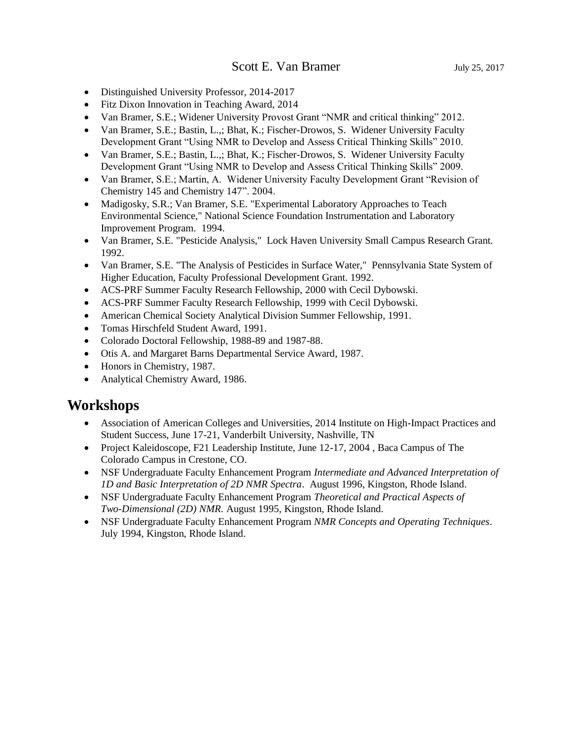- Distinguished University Professor, 2014-2017
- Fitz Dixon Innovation in Teaching Award, 2014
- Van Bramer, S.E.; Widener University Provost Grant “NMR and critical thinking” 2012.
- Van Bramer, S.E.; Bastin, L.,; Bhat, K.; Fischer-Drowos, S. Widener University Faculty Development Grant “Using NMR to Develop and Assess Critical Thinking Skills” 2010.
- Van Bramer, S.E.; Bastin, L.,; Bhat, K.; Fischer-Drowos, S. Widener University Faculty Development Grant “Using NMR to Develop and Assess Critical Thinking Skills” 2009.
- Van Bramer, S.E.; Martin, A. Widener University Faculty Development Grant “Revision of Chemistry 145 and Chemistry 147”. 2004.
- Madigosky, S.R.; Van Bramer, S.E. "Experimental Laboratory Approaches to Teach Environmental Science," National Science Foundation Instrumentation and Laboratory Improvement Program. 1994.
- Van Bramer, S.E. "Pesticide Analysis," Lock Haven University Small Campus Research Grant. 1992.
- Van Bramer, S.E. "The Analysis of Pesticides in Surface Water," Pennsylvania State System of Higher Education, Faculty Professional Development Grant. 1992.
- ACS-PRF Summer Faculty Research Fellowship, 2000 with Cecil Dybowski.
- ACS-PRF Summer Faculty Research Fellowship, 1999 with Cecil Dybowski.
- American Chemical Society Analytical Division Summer Fellowship, 1991.
- Tomas Hirschfeld Student Award, 1991.
- Colorado Doctoral Fellowship, 1988-89 and 1987-88.
- Otis A. and Margaret Barns Departmental Service Award, 1987.
- Honors in Chemistry, 1987.
- Analytical Chemistry Award, 1986.

## Workshops

- Association of American Colleges and Universities, 2014 Institute on High-Impact Practices and Student Success, June 17-21, Vanderbilt University, Nashville, TN
- Project Kaleidoscope, F21 Leadership Institute, June 12-17, 2004 , Baca Campus of The Colorado Campus in Crestone, CO.
- NSF Undergraduate Faculty Enhancement Program *Intermediate and Advanced Interpretation of 1D and Basic Interpretation of 2D NMR Spectra*. August 1996, Kingston, Rhode Island.
- NSF Undergraduate Faculty Enhancement Program *Theoretical and Practical Aspects of Two-Dimensional (2D) NMR.* August 1995, Kingston, Rhode Island.
- NSF Undergraduate Faculty Enhancement Program *NMR Concepts and Operating Techniques*. July 1994, Kingston, Rhode Island.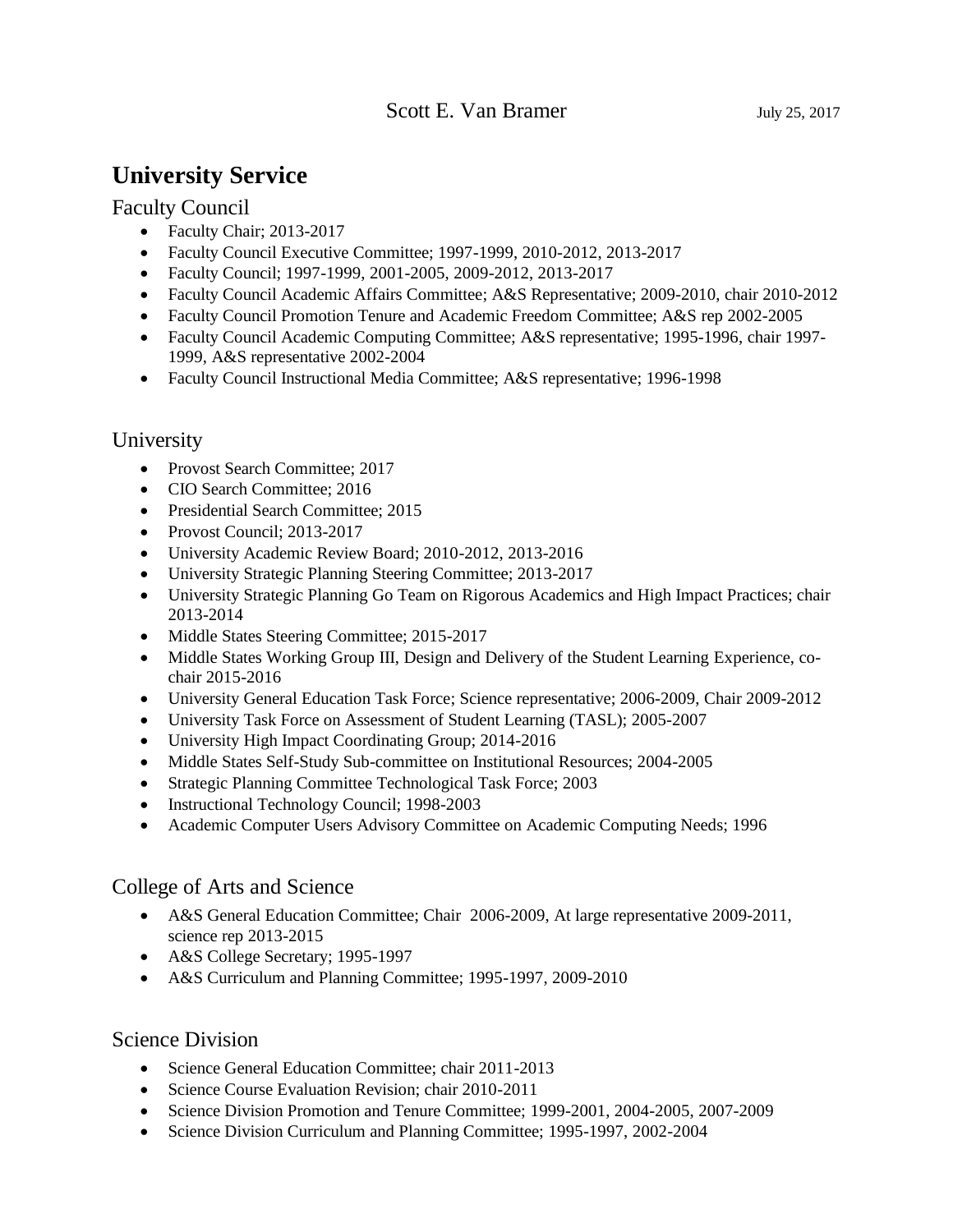# University Service

## Faculty Council

- Faculty Chair; 2013-2017
- Faculty Council Executive Committee; 1997-1999, 2010-2012, 2013-2017
- Faculty Council; 1997-1999, 2001-2005, 2009-2012, 2013-2017
- Faculty Council Academic Affairs Committee; A&S Representative; 2009-2010, chair 2010-2012
- Faculty Council Promotion Tenure and Academic Freedom Committee; A&S rep 2002-2005
- Faculty Council Academic Computing Committee; A&S representative; 1995-1996, chair 1997-1999, A&S representative 2002-2004
- Faculty Council Instructional Media Committee; A&S representative; 1996-1998

## University

- Provost Search Committee; 2017
- CIO Search Committee; 2016
- Presidential Search Committee; 2015
- Provost Council; 2013-2017
- University Academic Review Board; 2010-2012, 2013-2016
- University Strategic Planning Steering Committee; 2013-2017
- University Strategic Planning Go Team on Rigorous Academics and High Impact Practices; chair 2013-2014
- Middle States Steering Committee; 2015-2017
- Middle States Working Group III, Design and Delivery of the Student Learning Experience, co-chair 2015-2016
- University General Education Task Force; Science representative; 2006-2009, Chair 2009-2012
- University Task Force on Assessment of Student Learning (TASL); 2005-2007
- University High Impact Coordinating Group; 2014-2016
- Middle States Self-Study Sub-committee on Institutional Resources; 2004-2005
- Strategic Planning Committee Technological Task Force; 2003
- Instructional Technology Council; 1998-2003
- Academic Computer Users Advisory Committee on Academic Computing Needs; 1996

## College of Arts and Science

- A&S General Education Committee; Chair 2006-2009, At large representative 2009-2011, science rep 2013-2015
- A&S College Secretary; 1995-1997
- A&S Curriculum and Planning Committee; 1995-1997, 2009-2010

## Science Division

- Science General Education Committee; chair 2011-2013
- Science Course Evaluation Revision; chair 2010-2011
- Science Division Promotion and Tenure Committee; 1999-2001, 2004-2005, 2007-2009
- Science Division Curriculum and Planning Committee; 1995-1997, 2002-2004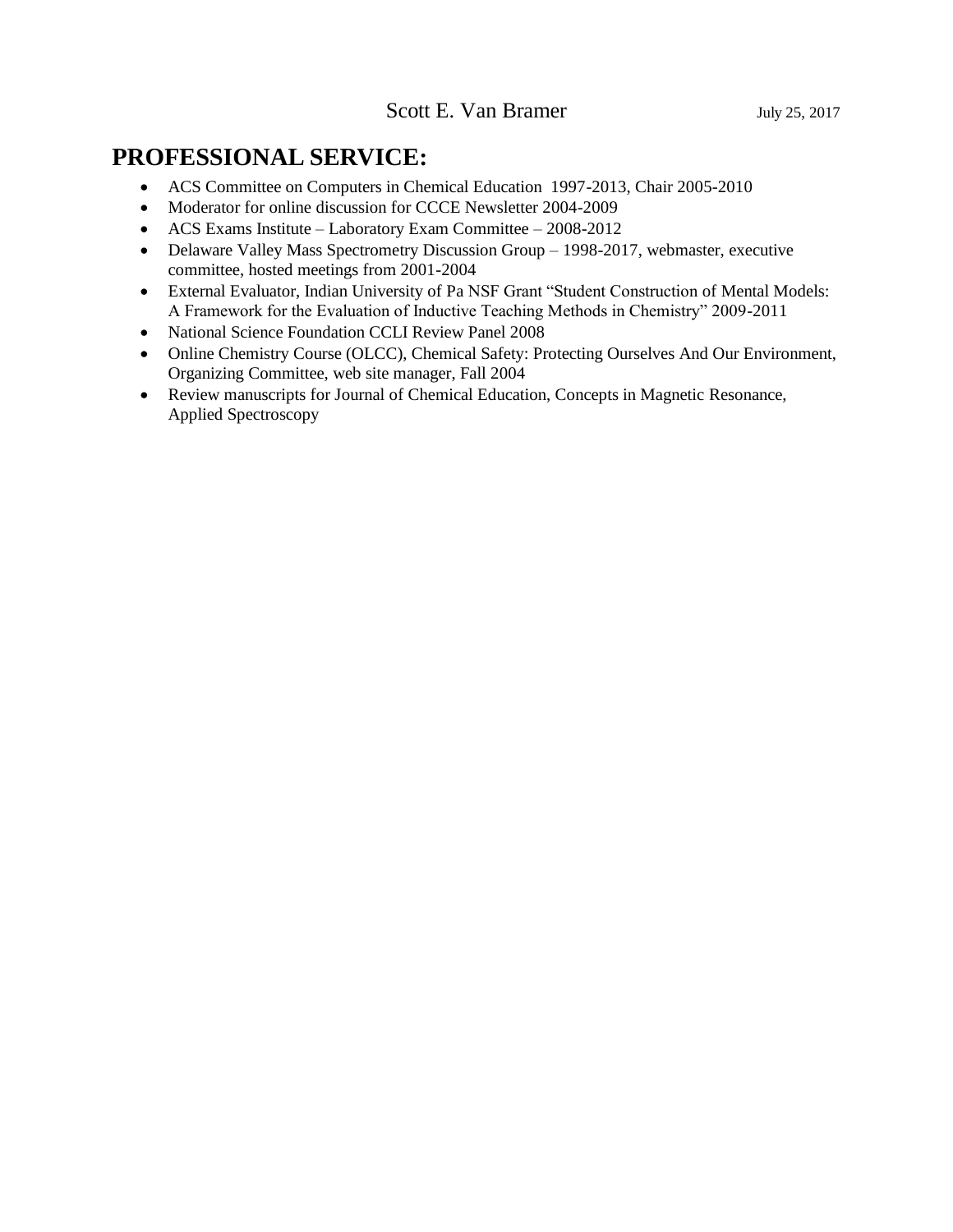## PROFESSIONAL SERVICE:

- ACS Committee on Computers in Chemical Education 1997-2013, Chair 2005-2010
- Moderator for online discussion for CCCE Newsletter 2004-2009
- ACS Exams Institute – Laboratory Exam Committee – 2008-2012
- Delaware Valley Mass Spectrometry Discussion Group – 1998-2017, webmaster, executive committee, hosted meetings from 2001-2004
- External Evaluator, Indian University of Pa NSF Grant "Student Construction of Mental Models: A Framework for the Evaluation of Inductive Teaching Methods in Chemistry" 2009-2011
- National Science Foundation CCLI Review Panel 2008
- Online Chemistry Course (OLCC), Chemical Safety: Protecting Ourselves And Our Environment, Organizing Committee, web site manager, Fall 2004
- Review manuscripts for Journal of Chemical Education, Concepts in Magnetic Resonance, Applied Spectroscopy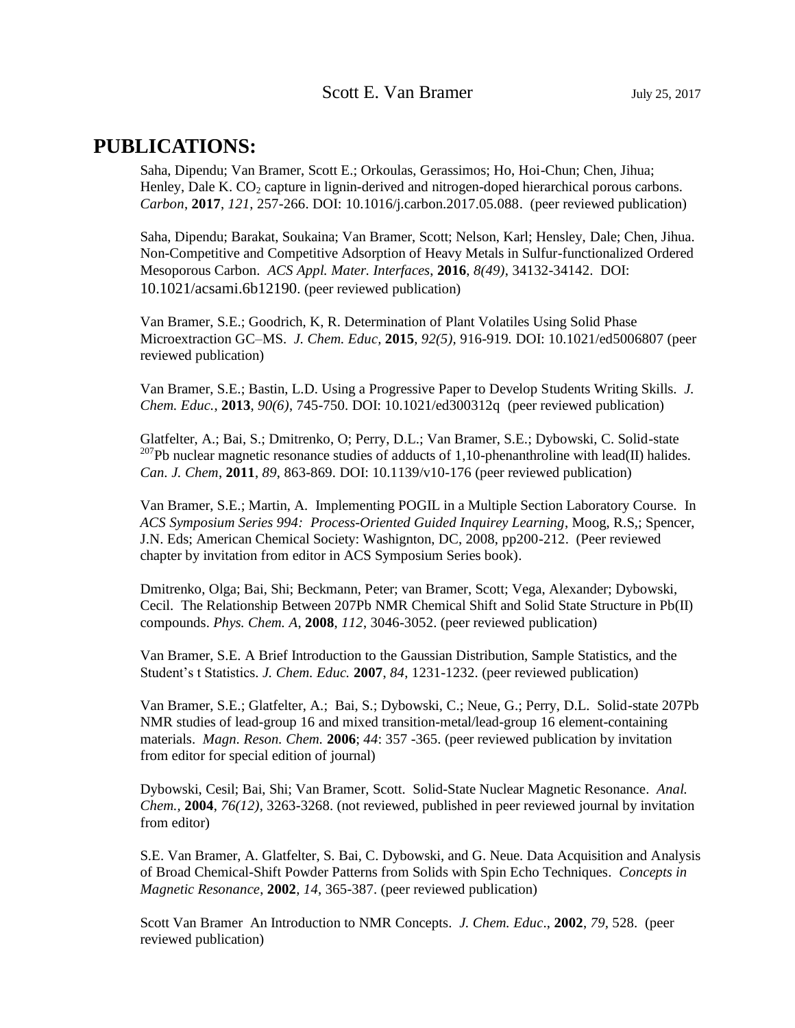# PUBLICATIONS:

Saha, Dipendu; Van Bramer, Scott E.; Orkoulas, Gerassimos; Ho, Hoi-Chun; Chen, Jihua; Henley, Dale K. $CO_2$ capture in lignin-derived and nitrogen-doped hierarchical porous carbons. *Carbon*, **2017**, *121*, 257-266. DOI: 10.1016/j.carbon.2017.05.088. (peer reviewed publication)

Saha, Dipendu; Barakat, Soukaina; Van Bramer, Scott; Nelson, Karl; Hensley, Dale; Chen, Jihua. Non-Competitive and Competitive Adsorption of Heavy Metals in Sulfur-functionalized Ordered Mesoporous Carbon. *ACS Appl. Mater. Interfaces*, **2016**, *8(49)*, 34132-34142. DOI: 10.1021/acsami.6b12190. (peer reviewed publication)

Van Bramer, S.E.; Goodrich, K, R. Determination of Plant Volatiles Using Solid Phase Microextraction GC–MS. *J. Chem. Educ*, **2015**, *92(5)*, 916-919. DOI: 10.1021/ed5006807 (peer reviewed publication)

Van Bramer, S.E.; Bastin, L.D. Using a Progressive Paper to Develop Students Writing Skills. *J. Chem. Educ.*, **2013**, *90(6)*, 745-750. DOI: 10.1021/ed300312q (peer reviewed publication)

Glatfelter, A.; Bai, S.; Dmitrenko, O; Perry, D.L.; Van Bramer, S.E.; Dybowski, C. Solid-state $^{207}$Pb nuclear magnetic resonance studies of adducts of 1,10-phenanthroline with lead(II) halides. *Can. J. Chem*, **2011**, *89*, 863-869. DOI: 10.1139/v10-176 (peer reviewed publication)

Van Bramer, S.E.; Martin, A. Implementing POGIL in a Multiple Section Laboratory Course. In *ACS Symposium Series 994: Process-Oriented Guided Inquirey Learning*, Moog, R.S,; Spencer, J.N. Eds; American Chemical Society: Washignton, DC, 2008, pp200-212. (Peer reviewed chapter by invitation from editor in ACS Symposium Series book).

Dmitrenko, Olga; Bai, Shi; Beckmann, Peter; van Bramer, Scott; Vega, Alexander; Dybowski, Cecil. The Relationship Between 207Pb NMR Chemical Shift and Solid State Structure in Pb(II) compounds. *Phys. Chem. A*, **2008**, *112*, 3046-3052. (peer reviewed publication)

Van Bramer, S.E. A Brief Introduction to the Gaussian Distribution, Sample Statistics, and the Student's t Statistics. *J. Chem. Educ.* **2007**, *84*, 1231-1232. (peer reviewed publication)

Van Bramer, S.E.; Glatfelter, A.; Bai, S.; Dybowski, C.; Neue, G.; Perry, D.L. Solid-state 207Pb NMR studies of lead-group 16 and mixed transition-metal/lead-group 16 element-containing materials. *Magn. Reson. Chem.* **2006**; *44*: 357 -365. (peer reviewed publication by invitation from editor for special edition of journal)

Dybowski, Cesil; Bai, Shi; Van Bramer, Scott. Solid-State Nuclear Magnetic Resonance. *Anal. Chem.*, **2004**, *76(12)*, 3263-3268. (not reviewed, published in peer reviewed journal by invitation from editor)

S.E. Van Bramer, A. Glatfelter, S. Bai, C. Dybowski, and G. Neue. Data Acquisition and Analysis of Broad Chemical-Shift Powder Patterns from Solids with Spin Echo Techniques. *Concepts in Magnetic Resonance*, **2002**, *14*, 365-387. (peer reviewed publication)

Scott Van Bramer An Introduction to NMR Concepts. *J. Chem. Educ*., **2002**, *79*, 528. (peer reviewed publication)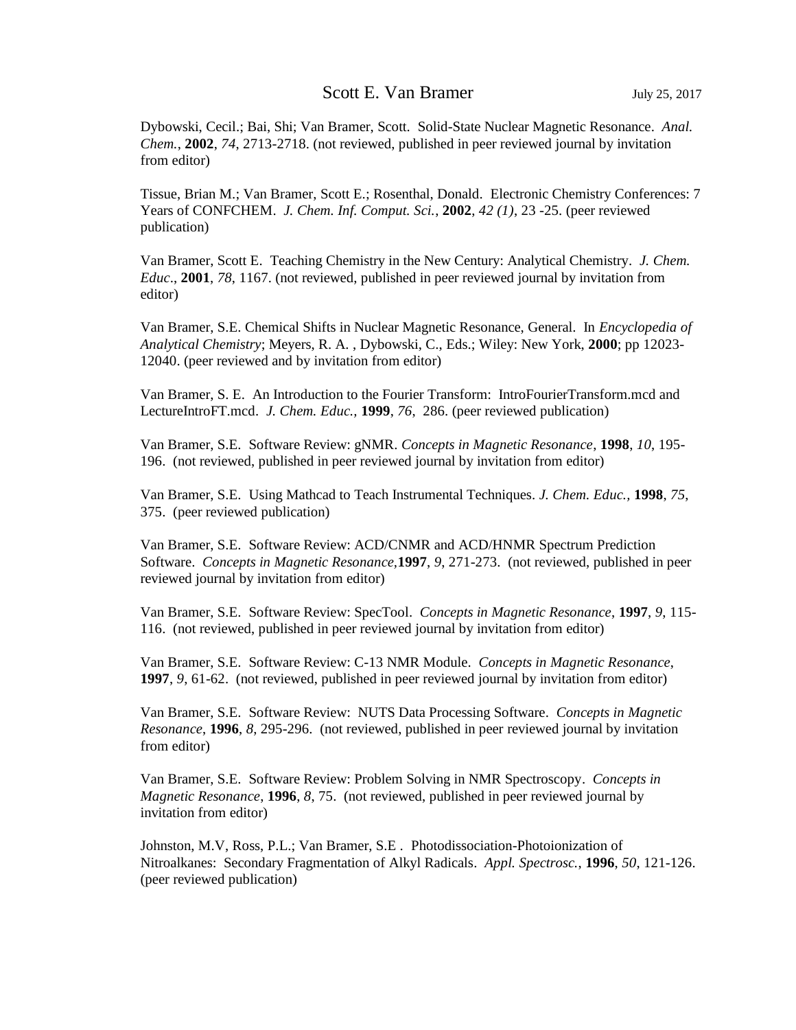Dybowski, Cecil.; Bai, Shi; Van Bramer, Scott. Solid-State Nuclear Magnetic Resonance. *Anal. Chem.*, **2002**, *74*, 2713-2718. (not reviewed, published in peer reviewed journal by invitation from editor)

Tissue, Brian M.; Van Bramer, Scott E.; Rosenthal, Donald. Electronic Chemistry Conferences: 7 Years of CONFCHEM. *J. Chem. Inf. Comput. Sci.*, **2002**, *42 (1)*, 23 -25. (peer reviewed publication)

Van Bramer, Scott E. Teaching Chemistry in the New Century: Analytical Chemistry. *J. Chem. Educ*., **2001**, *78*, 1167. (not reviewed, published in peer reviewed journal by invitation from editor)

Van Bramer, S.E. Chemical Shifts in Nuclear Magnetic Resonance, General. In *Encyclopedia of Analytical Chemistry*; Meyers, R. A. , Dybowski, C., Eds.; Wiley: New York, **2000**; pp 12023-12040. (peer reviewed and by invitation from editor)

Van Bramer, S. E. An Introduction to the Fourier Transform: IntroFourierTransform.mcd and LectureIntroFT.mcd. *J. Chem. Educ.,* **1999**, *76*, 286. (peer reviewed publication)

Van Bramer, S.E. Software Review: gNMR. *Concepts in Magnetic Resonance*, **1998**, *10*, 195-196. (not reviewed, published in peer reviewed journal by invitation from editor)

Van Bramer, S.E. Using Mathcad to Teach Instrumental Techniques. *J. Chem. Educ.,* **1998**, *75*, 375. (peer reviewed publication)

Van Bramer, S.E. Software Review: ACD/CNMR and ACD/HNMR Spectrum Prediction Software. *Concepts in Magnetic Resonance*,**1997**, *9*, 271-273. (not reviewed, published in peer reviewed journal by invitation from editor)

Van Bramer, S.E. Software Review: SpecTool. *Concepts in Magnetic Resonance*, **1997**, *9*, 115-116. (not reviewed, published in peer reviewed journal by invitation from editor)

Van Bramer, S.E. Software Review: C-13 NMR Module. *Concepts in Magnetic Resonance*, **1997**, *9*, 61-62. (not reviewed, published in peer reviewed journal by invitation from editor)

Van Bramer, S.E. Software Review: NUTS Data Processing Software. *Concepts in Magnetic Resonance*, **1996**, *8*, 295-296. (not reviewed, published in peer reviewed journal by invitation from editor)

Van Bramer, S.E. Software Review: Problem Solving in NMR Spectroscopy. *Concepts in Magnetic Resonance*, **1996**, *8*, 75. (not reviewed, published in peer reviewed journal by invitation from editor)

Johnston, M.V, Ross, P.L.; Van Bramer, S.E . Photodissociation-Photoionization of Nitroalkanes: Secondary Fragmentation of Alkyl Radicals. *Appl. Spectrosc.*, **1996**, *50*, 121-126. (peer reviewed publication)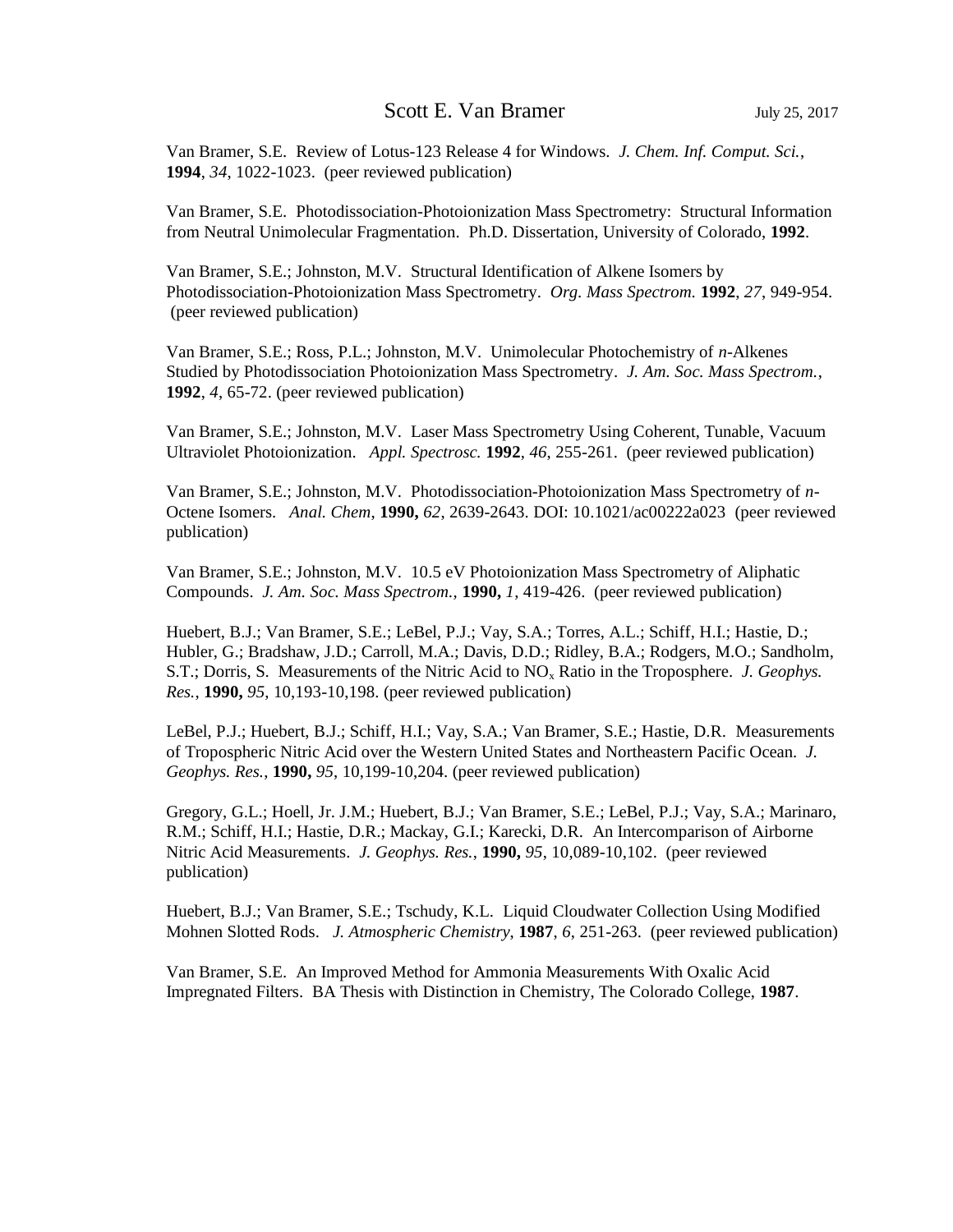Van Bramer, S.E. Review of Lotus-123 Release 4 for Windows. *J. Chem. Inf. Comput. Sci.*, **1994**, *34*, 1022-1023. (peer reviewed publication)

Van Bramer, S.E. Photodissociation-Photoionization Mass Spectrometry: Structural Information from Neutral Unimolecular Fragmentation. Ph.D. Dissertation, University of Colorado, **1992**.

Van Bramer, S.E.; Johnston, M.V. Structural Identification of Alkene Isomers by Photodissociation-Photoionization Mass Spectrometry. *Org. Mass Spectrom.* **1992**, *27*, 949-954. (peer reviewed publication)

Van Bramer, S.E.; Ross, P.L.; Johnston, M.V. Unimolecular Photochemistry of *n*-Alkenes Studied by Photodissociation Photoionization Mass Spectrometry. *J. Am. Soc. Mass Spectrom.*, **1992**, *4*, 65-72. (peer reviewed publication)

Van Bramer, S.E.; Johnston, M.V. Laser Mass Spectrometry Using Coherent, Tunable, Vacuum Ultraviolet Photoionization. *Appl. Spectrosc.* **1992**, *46*, 255-261. (peer reviewed publication)

Van Bramer, S.E.; Johnston, M.V. Photodissociation-Photoionization Mass Spectrometry of *n*-Octene Isomers. *Anal. Chem*, **1990,** *62*, 2639-2643. DOI: 10.1021/ac00222a023 (peer reviewed publication)

Van Bramer, S.E.; Johnston, M.V. 10.5 eV Photoionization Mass Spectrometry of Aliphatic Compounds. *J. Am. Soc. Mass Spectrom.*, **1990,** *1*, 419-426. (peer reviewed publication)

Huebert, B.J.; Van Bramer, S.E.; LeBel, P.J.; Vay, S.A.; Torres, A.L.; Schiff, H.I.; Hastie, D.; Hubler, G.; Bradshaw, J.D.; Carroll, M.A.; Davis, D.D.; Ridley, B.A.; Rodgers, M.O.; Sandholm, S.T.; Dorris, S. Measurements of the Nitric Acid to $NO_x$ Ratio in the Troposphere. *J. Geophys. Res.*, **1990,** *95*, 10,193-10,198. (peer reviewed publication)

LeBel, P.J.; Huebert, B.J.; Schiff, H.I.; Vay, S.A.; Van Bramer, S.E.; Hastie, D.R. Measurements of Tropospheric Nitric Acid over the Western United States and Northeastern Pacific Ocean. *J. Geophys. Res.*, **1990,** *95*, 10,199-10,204. (peer reviewed publication)

Gregory, G.L.; Hoell, Jr. J.M.; Huebert, B.J.; Van Bramer, S.E.; LeBel, P.J.; Vay, S.A.; Marinaro, R.M.; Schiff, H.I.; Hastie, D.R.; Mackay, G.I.; Karecki, D.R. An Intercomparison of Airborne Nitric Acid Measurements. *J. Geophys. Res.*, **1990,** *95*, 10,089-10,102. (peer reviewed publication)

Huebert, B.J.; Van Bramer, S.E.; Tschudy, K.L. Liquid Cloudwater Collection Using Modified Mohnen Slotted Rods. *J. Atmospheric Chemistry*, **1987**, *6*, 251-263. (peer reviewed publication)

Van Bramer, S.E. An Improved Method for Ammonia Measurements With Oxalic Acid Impregnated Filters. BA Thesis with Distinction in Chemistry, The Colorado College, **1987**.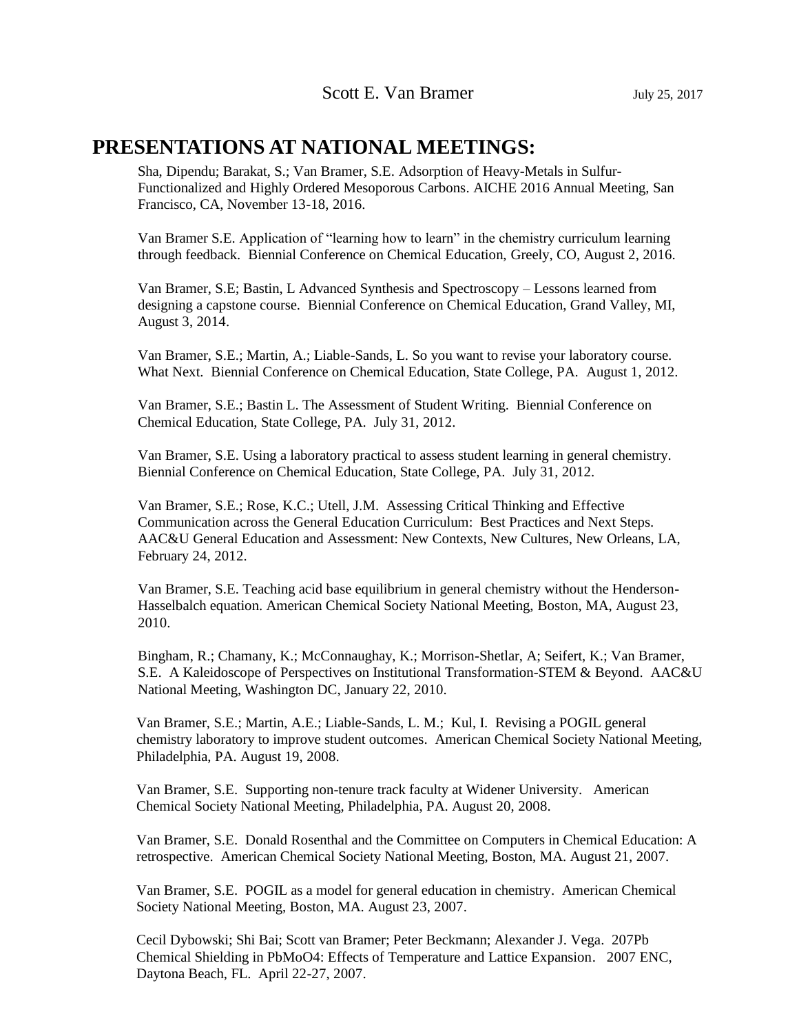# PRESENTATIONS AT NATIONAL MEETINGS:

Sha, Dipendu; Barakat, S.; Van Bramer, S.E. Adsorption of Heavy-Metals in Sulfur-Functionalized and Highly Ordered Mesoporous Carbons. AICHE 2016 Annual Meeting, San Francisco, CA, November 13-18, 2016.

Van Bramer S.E. Application of "learning how to learn" in the chemistry curriculum learning through feedback. Biennial Conference on Chemical Education, Greely, CO, August 2, 2016.

Van Bramer, S.E; Bastin, L Advanced Synthesis and Spectroscopy – Lessons learned from designing a capstone course. Biennial Conference on Chemical Education, Grand Valley, MI, August 3, 2014.

Van Bramer, S.E.; Martin, A.; Liable-Sands, L. So you want to revise your laboratory course. What Next. Biennial Conference on Chemical Education, State College, PA. August 1, 2012.

Van Bramer, S.E.; Bastin L. The Assessment of Student Writing. Biennial Conference on Chemical Education, State College, PA. July 31, 2012.

Van Bramer, S.E. Using a laboratory practical to assess student learning in general chemistry. Biennial Conference on Chemical Education, State College, PA. July 31, 2012.

Van Bramer, S.E.; Rose, K.C.; Utell, J.M. Assessing Critical Thinking and Effective Communication across the General Education Curriculum: Best Practices and Next Steps. AAC&U General Education and Assessment: New Contexts, New Cultures, New Orleans, LA, February 24, 2012.

Van Bramer, S.E. Teaching acid base equilibrium in general chemistry without the Henderson-Hasselbalch equation. American Chemical Society National Meeting, Boston, MA, August 23, 2010.

Bingham, R.; Chamany, K.; McConnaughay, K.; Morrison-Shetlar, A; Seifert, K.; Van Bramer, S.E. A Kaleidoscope of Perspectives on Institutional Transformation-STEM & Beyond. AAC&U National Meeting, Washington DC, January 22, 2010.

Van Bramer, S.E.; Martin, A.E.; Liable-Sands, L. M.; Kul, I. Revising a POGIL general chemistry laboratory to improve student outcomes. American Chemical Society National Meeting, Philadelphia, PA. August 19, 2008.

Van Bramer, S.E. Supporting non-tenure track faculty at Widener University. American Chemical Society National Meeting, Philadelphia, PA. August 20, 2008.

Van Bramer, S.E. Donald Rosenthal and the Committee on Computers in Chemical Education: A retrospective. American Chemical Society National Meeting, Boston, MA. August 21, 2007.

Van Bramer, S.E. POGIL as a model for general education in chemistry. American Chemical Society National Meeting, Boston, MA. August 23, 2007.

Cecil Dybowski; Shi Bai; Scott van Bramer; Peter Beckmann; Alexander J. Vega. 207Pb Chemical Shielding in $PbMoO_4$: Effects of Temperature and Lattice Expansion. 2007 ENC, Daytona Beach, FL. April 22-27, 2007.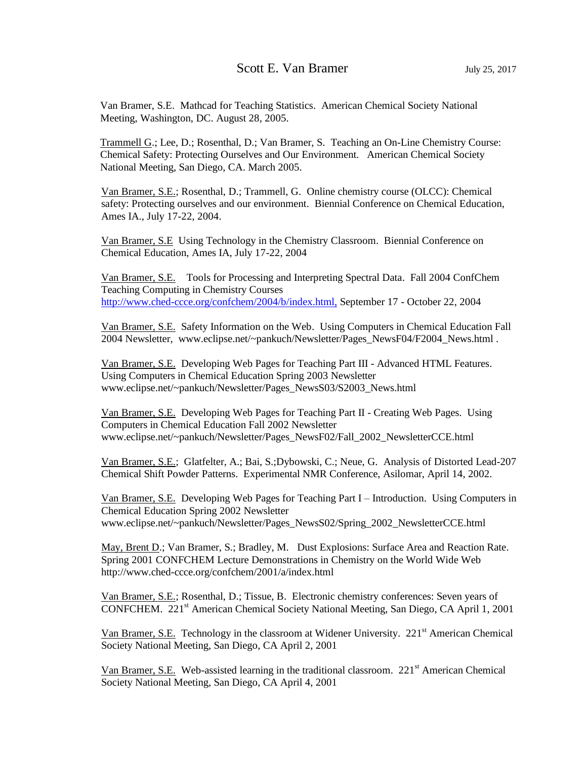Van Bramer, S.E. Mathcad for Teaching Statistics. American Chemical Society National Meeting, Washington, DC. August 28, 2005.

Trammell G.; Lee, D.; Rosenthal, D.; Van Bramer, S. Teaching an On-Line Chemistry Course: Chemical Safety: Protecting Ourselves and Our Environment. American Chemical Society National Meeting, San Diego, CA. March 2005.

Van Bramer, S.E.; Rosenthal, D.; Trammell, G. Online chemistry course (OLCC): Chemical safety: Protecting ourselves and our environment. Biennial Conference on Chemical Education, Ames IA., July 17-22, 2004.

Van Bramer, S.E Using Technology in the Chemistry Classroom. Biennial Conference on Chemical Education, Ames IA, July 17-22, 2004

Van Bramer, S.E. Tools for Processing and Interpreting Spectral Data. Fall 2004 ConfChem Teaching Computing in Chemistry Courses http://www.ched-ccce.org/confchem/2004/b/index.html, September 17 - October 22, 2004

Van Bramer, S.E. Safety Information on the Web. Using Computers in Chemical Education Fall 2004 Newsletter, www.eclipse.net/~pankuch/Newsletter/Pages_NewsF04/F2004_News.html .

Van Bramer, S.E. Developing Web Pages for Teaching Part III - Advanced HTML Features. Using Computers in Chemical Education Spring 2003 Newsletter www.eclipse.net/~pankuch/Newsletter/Pages_NewsS03/S2003_News.html

Van Bramer, S.E. Developing Web Pages for Teaching Part II - Creating Web Pages. Using Computers in Chemical Education Fall 2002 Newsletter www.eclipse.net/~pankuch/Newsletter/Pages_NewsF02/Fall_2002_NewsletterCCE.html

Van Bramer, S.E.; Glatfelter, A.; Bai, S.;Dybowski, C.; Neue, G. Analysis of Distorted Lead-207 Chemical Shift Powder Patterns. Experimental NMR Conference, Asilomar, April 14, 2002.

Van Bramer, S.E. Developing Web Pages for Teaching Part I – Introduction. Using Computers in Chemical Education Spring 2002 Newsletter www.eclipse.net/~pankuch/Newsletter/Pages_NewsS02/Spring_2002_NewsletterCCE.html

May, Brent D.; Van Bramer, S.; Bradley, M. Dust Explosions: Surface Area and Reaction Rate. Spring 2001 CONFCHEM Lecture Demonstrations in Chemistry on the World Wide Web http://www.ched-ccce.org/confchem/2001/a/index.html

Van Bramer, S.E.; Rosenthal, D.; Tissue, B. Electronic chemistry conferences: Seven years of CONFCHEM. 221st American Chemical Society National Meeting, San Diego, CA April 1, 2001

Van Bramer, S.E. Technology in the classroom at Widener University. 221st American Chemical Society National Meeting, San Diego, CA April 2, 2001

Van Bramer, S.E. Web-assisted learning in the traditional classroom. 221st American Chemical Society National Meeting, San Diego, CA April 4, 2001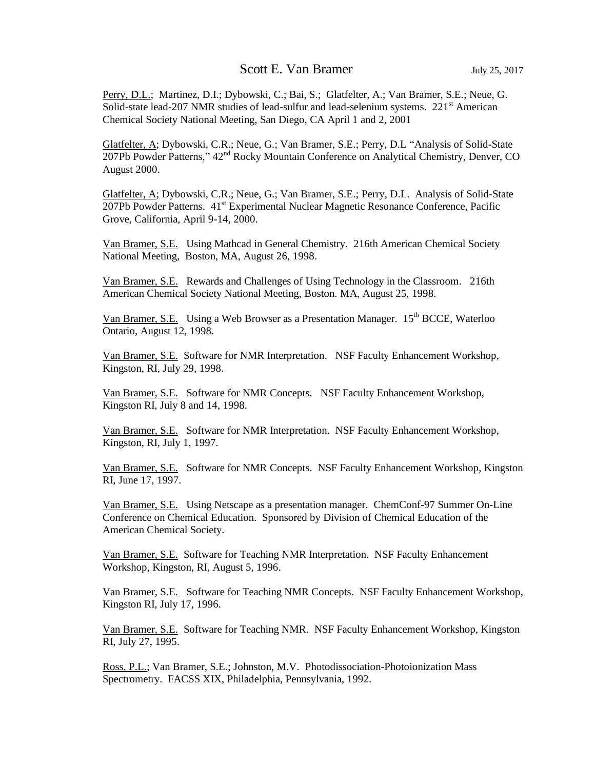Perry, D.L.; Martinez, D.I.; Dybowski, C.; Bai, S.; Glatfelter, A.; Van Bramer, S.E.; Neue, G. Solid-state lead-207 NMR studies of lead-sulfur and lead-selenium systems. 221st American Chemical Society National Meeting, San Diego, CA April 1 and 2, 2001

Glatfelter, A; Dybowski, C.R.; Neue, G.; Van Bramer, S.E.; Perry, D.L "Analysis of Solid-State 207Pb Powder Patterns," 42nd Rocky Mountain Conference on Analytical Chemistry, Denver, CO August 2000.

Glatfelter, A; Dybowski, C.R.; Neue, G.; Van Bramer, S.E.; Perry, D.L. Analysis of Solid-State 207Pb Powder Patterns. 41st Experimental Nuclear Magnetic Resonance Conference, Pacific Grove, California, April 9-14, 2000.

Van Bramer, S.E. Using Mathcad in General Chemistry. 216th American Chemical Society National Meeting, Boston, MA, August 26, 1998.

Van Bramer, S.E. Rewards and Challenges of Using Technology in the Classroom. 216th American Chemical Society National Meeting, Boston. MA, August 25, 1998.

Van Bramer, S.E. Using a Web Browser as a Presentation Manager. 15th BCCE, Waterloo Ontario, August 12, 1998.

Van Bramer, S.E. Software for NMR Interpretation. NSF Faculty Enhancement Workshop, Kingston, RI, July 29, 1998.

Van Bramer, S.E. Software for NMR Concepts. NSF Faculty Enhancement Workshop, Kingston RI, July 8 and 14, 1998.

Van Bramer, S.E. Software for NMR Interpretation. NSF Faculty Enhancement Workshop, Kingston, RI, July 1, 1997.

Van Bramer, S.E. Software for NMR Concepts. NSF Faculty Enhancement Workshop, Kingston RI, June 17, 1997.

Van Bramer, S.E. Using Netscape as a presentation manager. ChemConf-97 Summer On-Line Conference on Chemical Education. Sponsored by Division of Chemical Education of the American Chemical Society.

Van Bramer, S.E. Software for Teaching NMR Interpretation. NSF Faculty Enhancement Workshop, Kingston, RI, August 5, 1996.

Van Bramer, S.E. Software for Teaching NMR Concepts. NSF Faculty Enhancement Workshop, Kingston RI, July 17, 1996.

Van Bramer, S.E. Software for Teaching NMR. NSF Faculty Enhancement Workshop, Kingston RI, July 27, 1995.

Ross, P.L.; Van Bramer, S.E.; Johnston, M.V. Photodissociation-Photoionization Mass Spectrometry. FACSS XIX, Philadelphia, Pennsylvania, 1992.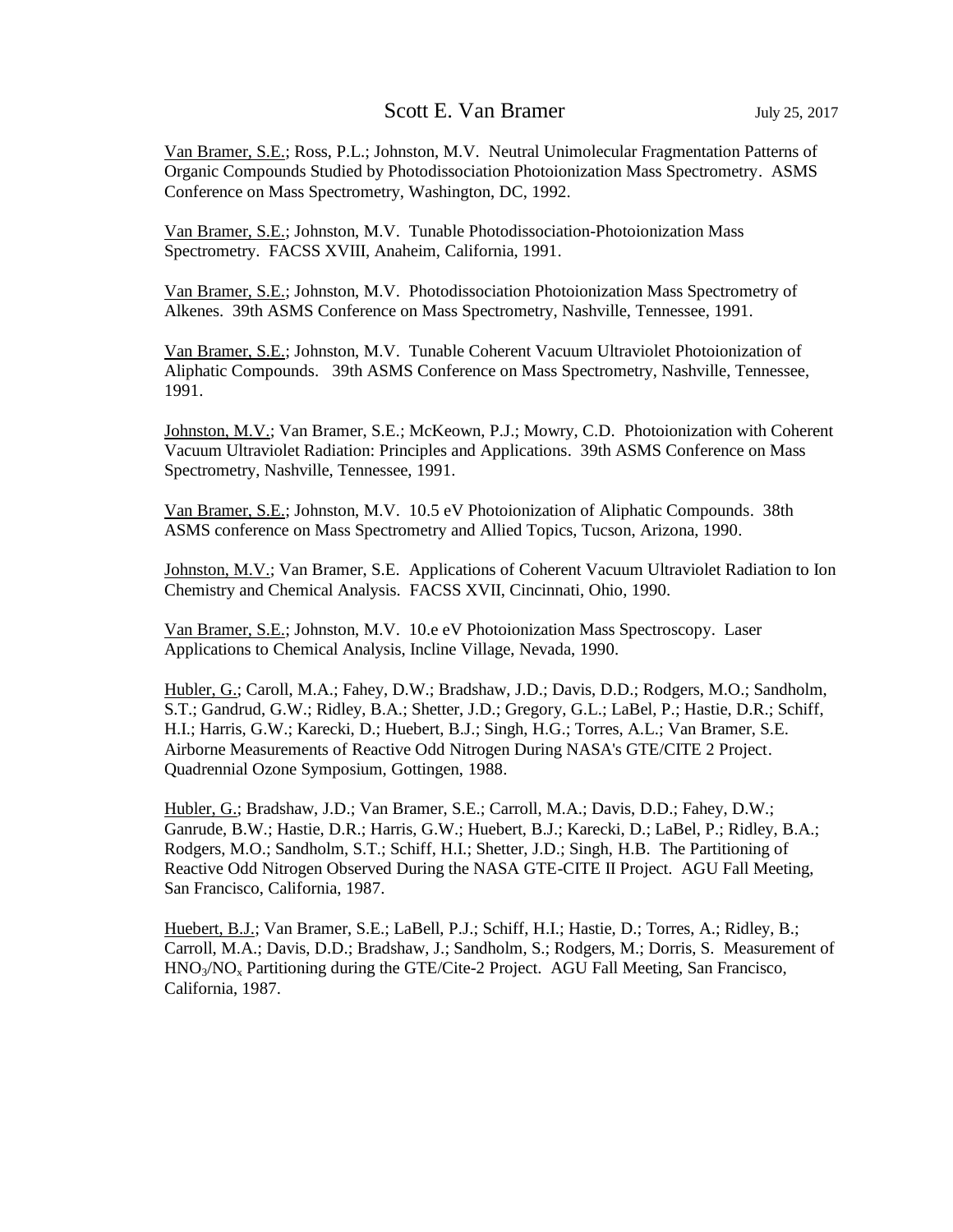<u>Van Bramer, S.E.</u>; Ross, P.L.; Johnston, M.V. Neutral Unimolecular Fragmentation Patterns of Organic Compounds Studied by Photodissociation Photoionization Mass Spectrometry. ASMS Conference on Mass Spectrometry, Washington, DC, 1992.

<u>Van Bramer, S.E.</u>; Johnston, M.V. Tunable Photodissociation-Photoionization Mass Spectrometry. FACSS XVIII, Anaheim, California, 1991.

<u>Van Bramer, S.E.</u>; Johnston, M.V. Photodissociation Photoionization Mass Spectrometry of Alkenes. 39th ASMS Conference on Mass Spectrometry, Nashville, Tennessee, 1991.

<u>Van Bramer, S.E.</u>; Johnston, M.V. Tunable Coherent Vacuum Ultraviolet Photoionization of Aliphatic Compounds. 39th ASMS Conference on Mass Spectrometry, Nashville, Tennessee, 1991.

<u>Johnston, M.V.</u>; Van Bramer, S.E.; McKeown, P.J.; Mowry, C.D. Photoionization with Coherent Vacuum Ultraviolet Radiation: Principles and Applications. 39th ASMS Conference on Mass Spectrometry, Nashville, Tennessee, 1991.

<u>Van Bramer, S.E.</u>; Johnston, M.V. 10.5 eV Photoionization of Aliphatic Compounds. 38th ASMS conference on Mass Spectrometry and Allied Topics, Tucson, Arizona, 1990.

<u>Johnston, M.V.</u>; Van Bramer, S.E. Applications of Coherent Vacuum Ultraviolet Radiation to Ion Chemistry and Chemical Analysis. FACSS XVII, Cincinnati, Ohio, 1990.

<u>Van Bramer, S.E.</u>; Johnston, M.V. 10.e eV Photoionization Mass Spectroscopy. Laser Applications to Chemical Analysis, Incline Village, Nevada, 1990.

<u>Hubler, G.</u>; Caroll, M.A.; Fahey, D.W.; Bradshaw, J.D.; Davis, D.D.; Rodgers, M.O.; Sandholm, S.T.; Gandrud, G.W.; Ridley, B.A.; Shetter, J.D.; Gregory, G.L.; LaBel, P.; Hastie, D.R.; Schiff, H.I.; Harris, G.W.; Karecki, D.; Huebert, B.J.; Singh, H.G.; Torres, A.L.; Van Bramer, S.E. Airborne Measurements of Reactive Odd Nitrogen During NASA's GTE/CITE 2 Project. Quadrennial Ozone Symposium, Gottingen, 1988.

<u>Hubler, G.</u>; Bradshaw, J.D.; Van Bramer, S.E.; Carroll, M.A.; Davis, D.D.; Fahey, D.W.; Ganrude, B.W.; Hastie, D.R.; Harris, G.W.; Huebert, B.J.; Karecki, D.; LaBel, P.; Ridley, B.A.; Rodgers, M.O.; Sandholm, S.T.; Schiff, H.I.; Shetter, J.D.; Singh, H.B. The Partitioning of Reactive Odd Nitrogen Observed During the NASA GTE-CITE II Project. AGU Fall Meeting, San Francisco, California, 1987.

<u>Huebert, B.J.</u>; Van Bramer, S.E.; LaBell, P.J.; Schiff, H.I.; Hastie, D.; Torres, A.; Ridley, B.; Carroll, M.A.; Davis, D.D.; Bradshaw, J.; Sandholm, S.; Rodgers, M.; Dorris, S. Measurement of $HNO_3/NO_x$ Partitioning during the GTE/Cite-2 Project. AGU Fall Meeting, San Francisco, California, 1987.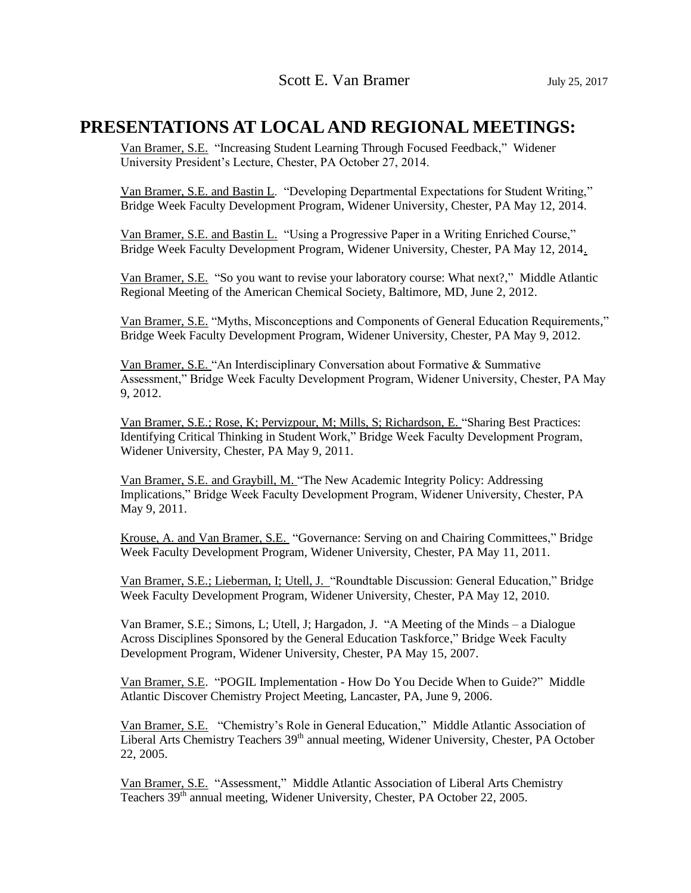# PRESENTATIONS AT LOCAL AND REGIONAL MEETINGS:

Van Bramer, S.E. "Increasing Student Learning Through Focused Feedback," Widener University President's Lecture, Chester, PA October 27, 2014.

Van Bramer, S.E. and Bastin L. "Developing Departmental Expectations for Student Writing," Bridge Week Faculty Development Program, Widener University, Chester, PA May 12, 2014.

Van Bramer, S.E. and Bastin L. "Using a Progressive Paper in a Writing Enriched Course," Bridge Week Faculty Development Program, Widener University, Chester, PA May 12, 2014.

Van Bramer, S.E. "So you want to revise your laboratory course: What next?," Middle Atlantic Regional Meeting of the American Chemical Society, Baltimore, MD, June 2, 2012.

Van Bramer, S.E. "Myths, Misconceptions and Components of General Education Requirements," Bridge Week Faculty Development Program, Widener University, Chester, PA May 9, 2012.

Van Bramer, S.E. "An Interdisciplinary Conversation about Formative & Summative Assessment," Bridge Week Faculty Development Program, Widener University, Chester, PA May 9, 2012.

Van Bramer, S.E.; Rose, K; Pervizpour, M; Mills, S; Richardson, E. "Sharing Best Practices: Identifying Critical Thinking in Student Work," Bridge Week Faculty Development Program, Widener University, Chester, PA May 9, 2011.

Van Bramer, S.E. and Graybill, M. "The New Academic Integrity Policy: Addressing Implications," Bridge Week Faculty Development Program, Widener University, Chester, PA May 9, 2011.

Krouse, A. and Van Bramer, S.E. "Governance: Serving on and Chairing Committees," Bridge Week Faculty Development Program, Widener University, Chester, PA May 11, 2011.

Van Bramer, S.E.; Lieberman, I; Utell, J. "Roundtable Discussion: General Education," Bridge Week Faculty Development Program, Widener University, Chester, PA May 12, 2010.

Van Bramer, S.E.; Simons, L; Utell, J; Hargadon, J. "A Meeting of the Minds – a Dialogue Across Disciplines Sponsored by the General Education Taskforce," Bridge Week Faculty Development Program, Widener University, Chester, PA May 15, 2007.

Van Bramer, S.E. "POGIL Implementation - How Do You Decide When to Guide?" Middle Atlantic Discover Chemistry Project Meeting, Lancaster, PA, June 9, 2006.

Van Bramer, S.E. "Chemistry's Role in General Education," Middle Atlantic Association of Liberal Arts Chemistry Teachers 39th annual meeting, Widener University, Chester, PA October 22, 2005.

Van Bramer, S.E. "Assessment," Middle Atlantic Association of Liberal Arts Chemistry Teachers 39th annual meeting, Widener University, Chester, PA October 22, 2005.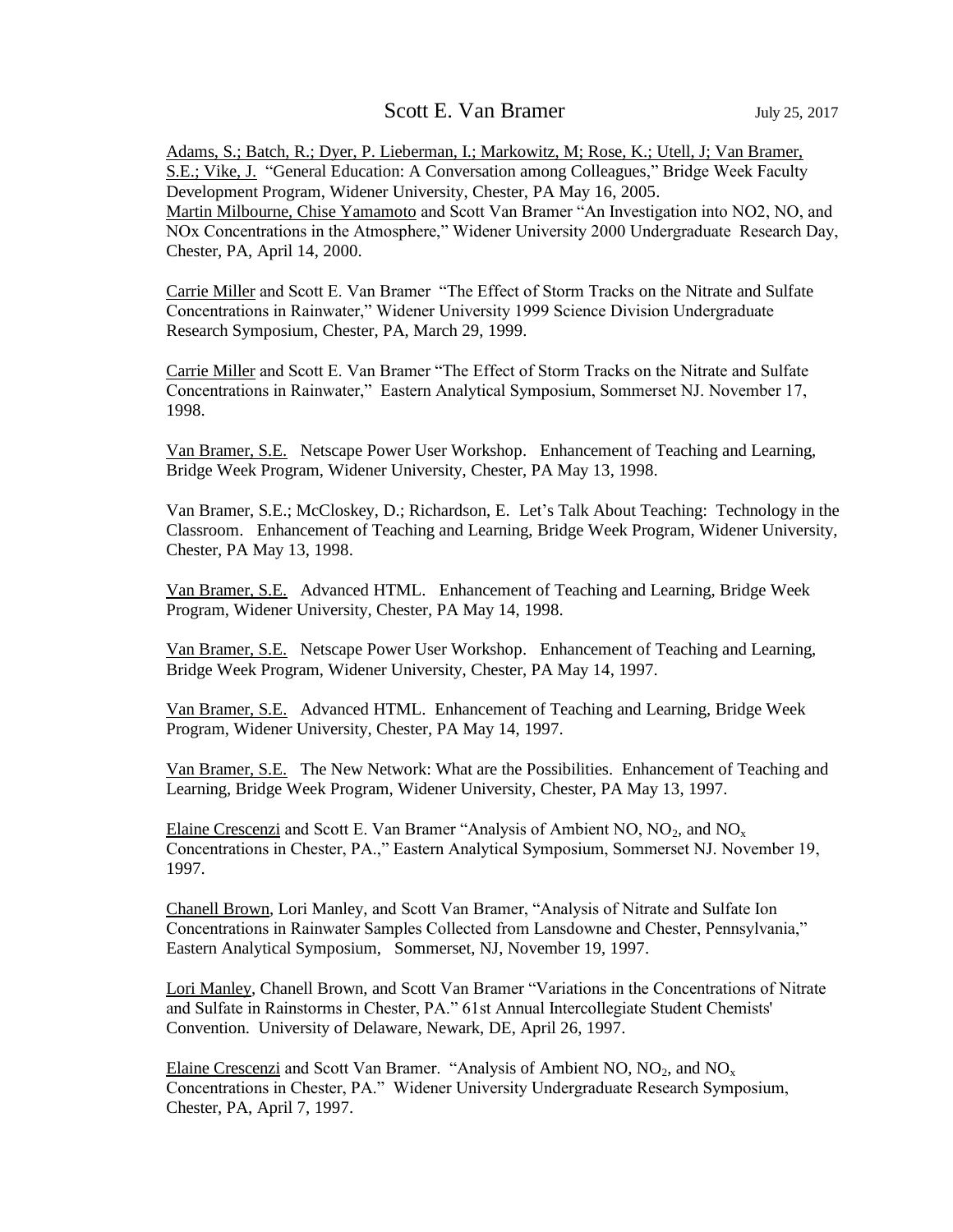Adams, S.; Batch, R.; Dyer, P. Lieberman, I.; Markowitz, M; Rose, K.; Utell, J; Van Bramer, S.E.; Vike, J. "General Education: A Conversation among Colleagues," Bridge Week Faculty Development Program, Widener University, Chester, PA May 16, 2005.

Martin Milbourne, Chise Yamamoto and Scott Van Bramer "An Investigation into NO2, NO, and NOx Concentrations in the Atmosphere," Widener University 2000 Undergraduate Research Day, Chester, PA, April 14, 2000.

Carrie Miller and Scott E. Van Bramer "The Effect of Storm Tracks on the Nitrate and Sulfate Concentrations in Rainwater," Widener University 1999 Science Division Undergraduate Research Symposium, Chester, PA, March 29, 1999.

Carrie Miller and Scott E. Van Bramer "The Effect of Storm Tracks on the Nitrate and Sulfate Concentrations in Rainwater," Eastern Analytical Symposium, Sommerset NJ. November 17, 1998.

Van Bramer, S.E. Netscape Power User Workshop. Enhancement of Teaching and Learning, Bridge Week Program, Widener University, Chester, PA May 13, 1998.

Van Bramer, S.E.; McCloskey, D.; Richardson, E. Let's Talk About Teaching: Technology in the Classroom. Enhancement of Teaching and Learning, Bridge Week Program, Widener University, Chester, PA May 13, 1998.

Van Bramer, S.E. Advanced HTML. Enhancement of Teaching and Learning, Bridge Week Program, Widener University, Chester, PA May 14, 1998.

Van Bramer, S.E. Netscape Power User Workshop. Enhancement of Teaching and Learning, Bridge Week Program, Widener University, Chester, PA May 14, 1997.

Van Bramer, S.E. Advanced HTML. Enhancement of Teaching and Learning, Bridge Week Program, Widener University, Chester, PA May 14, 1997.

Van Bramer, S.E. The New Network: What are the Possibilities. Enhancement of Teaching and Learning, Bridge Week Program, Widener University, Chester, PA May 13, 1997.

Elaine Crescenzi and Scott E. Van Bramer "Analysis of Ambient NO, $NO_2$, and $NO_x$ Concentrations in Chester, PA.," Eastern Analytical Symposium, Sommerset NJ. November 19, 1997.

Chanell Brown, Lori Manley, and Scott Van Bramer, "Analysis of Nitrate and Sulfate Ion Concentrations in Rainwater Samples Collected from Lansdowne and Chester, Pennsylvania," Eastern Analytical Symposium, Sommerset, NJ, November 19, 1997.

Lori Manley, Chanell Brown, and Scott Van Bramer "Variations in the Concentrations of Nitrate and Sulfate in Rainstorms in Chester, PA." 61st Annual Intercollegiate Student Chemists' Convention. University of Delaware, Newark, DE, April 26, 1997.

Elaine Crescenzi and Scott Van Bramer. "Analysis of Ambient NO, $NO_2$, and $NO_x$ Concentrations in Chester, PA." Widener University Undergraduate Research Symposium, Chester, PA, April 7, 1997.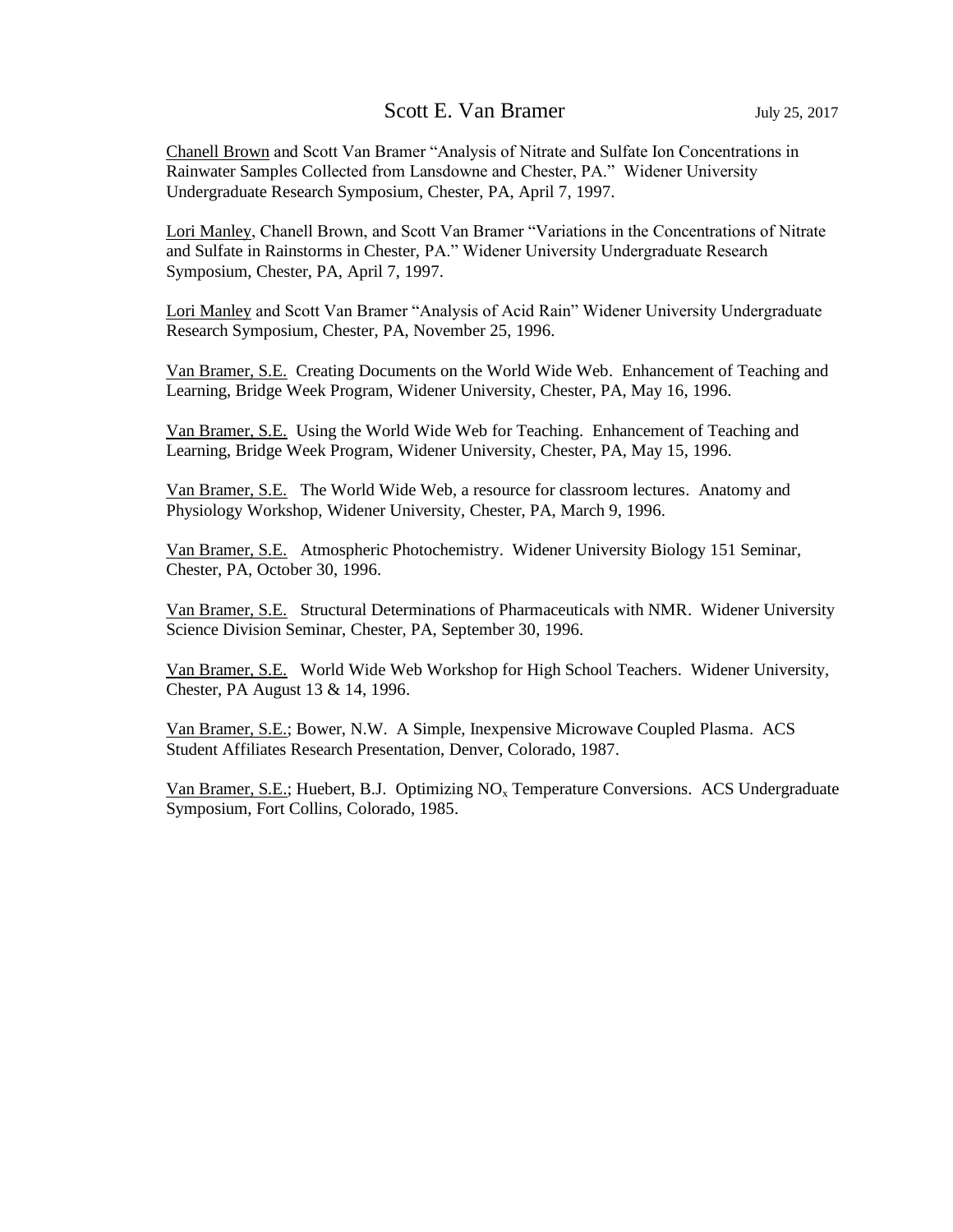Chanell Brown and Scott Van Bramer "Analysis of Nitrate and Sulfate Ion Concentrations in Rainwater Samples Collected from Lansdowne and Chester, PA." Widener University Undergraduate Research Symposium, Chester, PA, April 7, 1997.

Lori Manley, Chanell Brown, and Scott Van Bramer "Variations in the Concentrations of Nitrate and Sulfate in Rainstorms in Chester, PA." Widener University Undergraduate Research Symposium, Chester, PA, April 7, 1997.

Lori Manley and Scott Van Bramer "Analysis of Acid Rain" Widener University Undergraduate Research Symposium, Chester, PA, November 25, 1996.

Van Bramer, S.E. Creating Documents on the World Wide Web. Enhancement of Teaching and Learning, Bridge Week Program, Widener University, Chester, PA, May 16, 1996.

Van Bramer, S.E. Using the World Wide Web for Teaching. Enhancement of Teaching and Learning, Bridge Week Program, Widener University, Chester, PA, May 15, 1996.

Van Bramer, S.E. The World Wide Web, a resource for classroom lectures. Anatomy and Physiology Workshop, Widener University, Chester, PA, March 9, 1996.

Van Bramer, S.E. Atmospheric Photochemistry. Widener University Biology 151 Seminar, Chester, PA, October 30, 1996.

Van Bramer, S.E. Structural Determinations of Pharmaceuticals with NMR. Widener University Science Division Seminar, Chester, PA, September 30, 1996.

Van Bramer, S.E. World Wide Web Workshop for High School Teachers. Widener University, Chester, PA August 13 & 14, 1996.

Van Bramer, S.E.; Bower, N.W. A Simple, Inexpensive Microwave Coupled Plasma. ACS Student Affiliates Research Presentation, Denver, Colorado, 1987.

Van Bramer, S.E.; Huebert, B.J. Optimizing $NO_x$ Temperature Conversions. ACS Undergraduate Symposium, Fort Collins, Colorado, 1985.